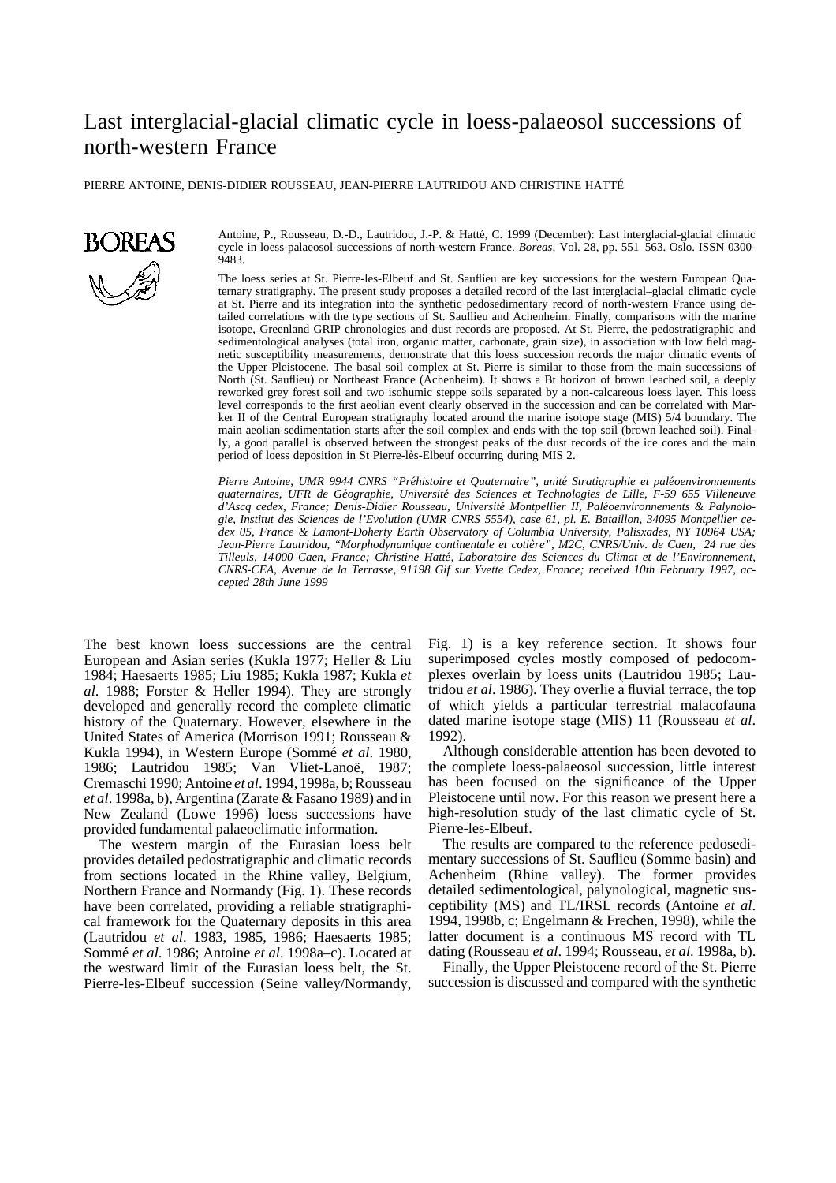# Last interglacial-glacial climatic cycle in loess-palaeosol successions of north-western France

PIERRE ANTOINE, DENIS-DIDIER ROUSSEAU, JEAN-PIERRE LAUTRIDOU AND CHRISTINE HATTÉ

Antoine, P., Rousseau, D.-D., Lautridou, J.-P. & Hatté, C. 1999 (December): Last interglacial-glacial climatic cycle in loess-palaeosol successions of north-western France. *Boreas*, Vol. 28, pp. 551–563. Oslo. ISSN 0300-9483.

The loess series at St. Pierre-les-Elbeuf and St. Sauflieu are key successions for the western European Quaternary stratigraphy. The present study proposes a detailed record of the last interglacial–glacial climatic cycle at St. Pierre and its integration into the synthetic pedosedimentary record of north-western France using detailed correlations with the type sections of St. Sauflieu and Achenheim. Finally, comparisons with the marine isotope, Greenland GRIP chronologies and dust records are proposed. At St. Pierre, the pedostratigraphic and sedimentological analyses (total iron, organic matter, carbonate, grain size), in association with low field magnetic susceptibility measurements, demonstrate that this loess succession records the major climatic events of the Upper Pleistocene. The basal soil complex at St. Pierre is similar to those from the main successions of North (St. Sauflieu) or Northeast France (Achenheim). It shows a Bt horizon of brown leached soil, a deeply reworked grey forest soil and two isohumic steppe soils separated by a non-calcareous loess layer. This loess level corresponds to the first aeolian event clearly observed in the succession and can be correlated with Marker II of the Central European stratigraphy located around the marine isotope stage (MIS) 5/4 boundary. The main aeolian sedimentation starts after the soil complex and ends with the top soil (brown leached soil). Finally, a good parallel is observed between the strongest peaks of the dust records of the ice cores and the main period of loess deposition in St Pierre-lès-Elbeuf occurring during MIS 2.

*Pierre Antoine, UMR 9944 CNRS "Préhistoire et Quaternaire", unité Stratigraphie et paléoenvironnements quaternaires, UFR de Géographie, Université des Sciences et Technologies de Lille, F-59 655 Villeneuve d'Ascq cedex, France; Denis-Didier Rousseau, Université Montpellier II, Paléoenvironnements & Palynologie, Institut des Sciences de l'Evolution (UMR CNRS 5554), case 61, pl. E. Bataillon, 34095 Montpellier cedex 05, France & Lamont-Doherty Earth Observatory of Columbia University, Palisxades, NY 10964 USA; Jean-Pierre Lautridou, "Morphodynamique continentale et cotière", M2C, CNRS/Univ. de Caen, 24 rue des Tilleuls, 14000 Caen, France; Christine Hatté, Laboratoire des Sciences du Climat et de l'Environnement, CNRS-CEA, Avenue de la Terrasse, 91198 Gif sur Yvette Cedex, France; received 10th February 1997, accepted 28th June 1999*

The best known loess successions are the central European and Asian series (Kukla 1977; Heller & Liu 1984; Haesaerts 1985; Liu 1985; Kukla 1987; Kukla *et al*. 1988; Forster & Heller 1994). They are strongly developed and generally record the complete climatic history of the Quaternary. However, elsewhere in the United States of America (Morrison 1991; Rousseau & Kukla 1994), in Western Europe (Sommé *et al*. 1980, 1986; Lautridou 1985; Van Vliet-Lanoë, 1987; Cremaschi 1990; Antoine *et al*. 1994, 1998a, b; Rousseau *et al*. 1998a, b), Argentina (Zarate & Fasano 1989) and in New Zealand (Lowe 1996) loess successions have provided fundamental palaeoclimatic information.

The western margin of the Eurasian loess belt provides detailed pedostratigraphic and climatic records from sections located in the Rhine valley, Belgium, Northern France and Normandy (Fig. 1). These records have been correlated, providing a reliable stratigraphical framework for the Quaternary deposits in this area (Lautridou *et al*. 1983, 1985, 1986; Haesaerts 1985; Sommé *et al.* 1986; Antoine *et al*. 1998a–c). Located at the westward limit of the Eurasian loess belt, the St. Pierre-les-Elbeuf succession (Seine valley/Normandy, Fig. 1) is a key reference section. It shows four superimposed cycles mostly composed of pedocomplexes overlain by loess units (Lautridou 1985; Lautridou *et al*. 1986). They overlie a fluvial terrace, the top of which yields a particular terrestrial malacofauna dated marine isotope stage (MIS) 11 (Rousseau *et al*. 1992).

Although considerable attention has been devoted to the complete loess-palaeosol succession, little interest has been focused on the significance of the Upper Pleistocene until now. For this reason we present here a high-resolution study of the last climatic cycle of St. Pierre-les-Elbeuf.

The results are compared to the reference pedosedimentary successions of St. Sauflieu (Somme basin) and Achenheim (Rhine valley). The former provides detailed sedimentological, palynological, magnetic susceptibility (MS) and TL/IRSL records (Antoine *et al*. 1994, 1998b, c; Engelmann & Frechen, 1998), while the latter document is a continuous MS record with TL dating (Rousseau *et al*. 1994; Rousseau, *et al*. 1998a, b).

Finally, the Upper Pleistocene record of the St. Pierre succession is discussed and compared with the synthetic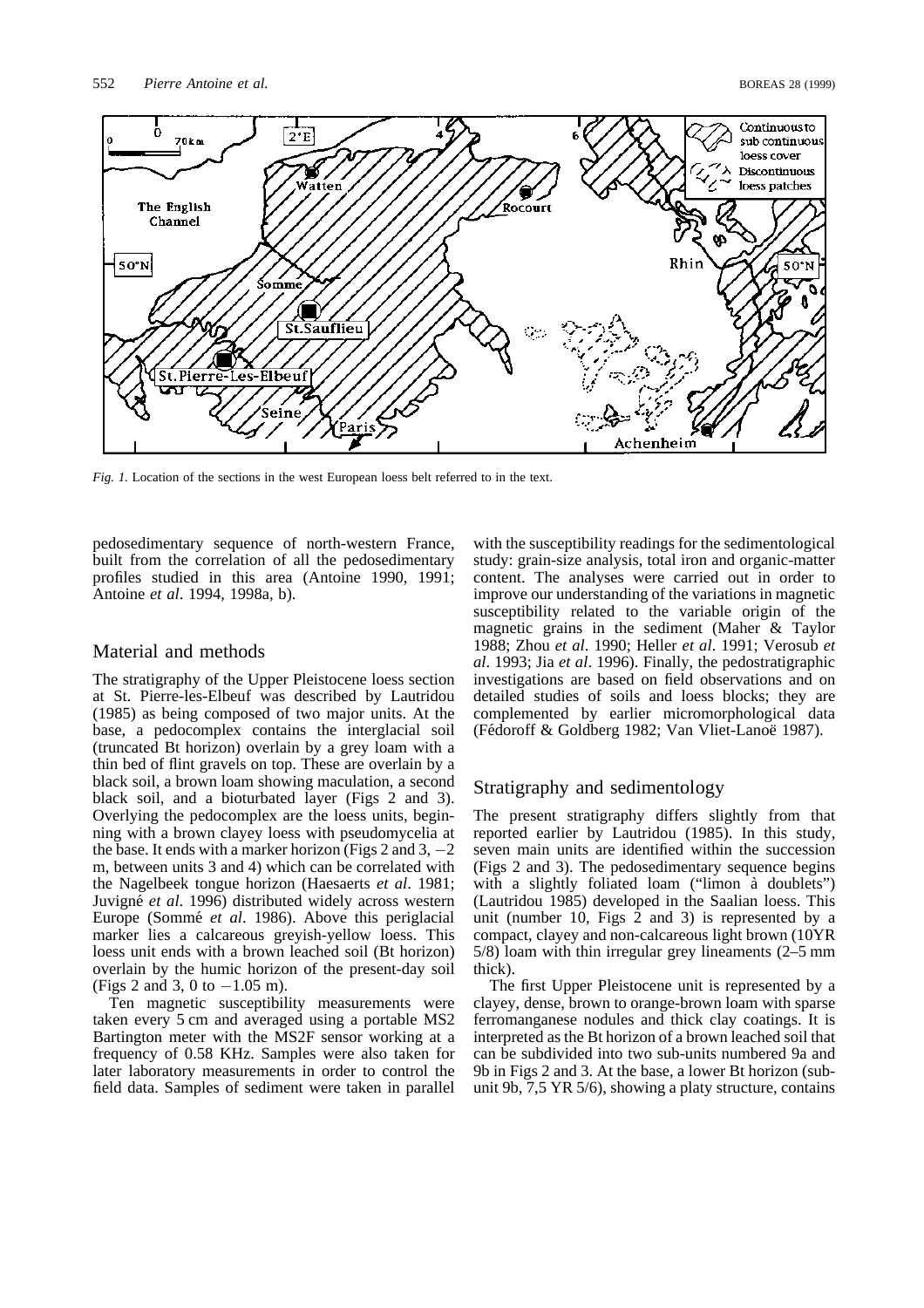*Fig. 1.* Location of the sections in the west European loess belt referred to in the text.

pedosedimentary sequence of north-western France, built from the correlation of all the pedosedimentary profiles studied in this area (Antoine 1990, 1991; Antoine *et al*. 1994, 1998a, b).

## Material and methods

The stratigraphy of the Upper Pleistocene loess section at St. Pierre-les-Elbeuf was described by Lautridou (1985) as being composed of two major units. At the base, a pedocomplex contains the interglacial soil (truncated Bt horizon) overlain by a grey loam with a thin bed of flint gravels on top. These are overlain by a black soil, a brown loam showing maculation, a second black soil, and a bioturbated layer (Figs 2 and 3). Overlying the pedocomplex are the loess units, beginning with a brown clayey loess with pseudomycelia at the base. It ends with a marker horizon (Figs 2 and 3, −2 m, between units 3 and 4) which can be correlated with the Nagelbeek tongue horizon (Haesaerts *et al*. 1981; Juvigné *et al*. 1996) distributed widely across western Europe (Sommé *et al*. 1986). Above this periglacial marker lies a calcareous greyish-yellow loess. This loess unit ends with a brown leached soil (Bt horizon) overlain by the humic horizon of the present-day soil (Figs 2 and 3, 0 to −1.05 m).

Ten magnetic susceptibility measurements were taken every 5 cm and averaged using a portable MS2 Bartington meter with the MS2F sensor working at a frequency of 0.58 KHz. Samples were also taken for later laboratory measurements in order to control the field data. Samples of sediment were taken in parallel with the susceptibility readings for the sedimentological study: grain-size analysis, total iron and organic-matter content. The analyses were carried out in order to improve our understanding of the variations in magnetic susceptibility related to the variable origin of the magnetic grains in the sediment (Maher & Taylor 1988; Zhou *et al*. 1990; Heller *et al*. 1991; Verosub *et al*. 1993; Jia *et al*. 1996). Finally, the pedostratigraphic investigations are based on field observations and on detailed studies of soils and loess blocks; they are complemented by earlier micromorphological data (Fédoroff & Goldberg 1982; Van Vliet-Lanoë 1987).

## Stratigraphy and sedimentology

The present stratigraphy differs slightly from that reported earlier by Lautridou (1985). In this study, seven main units are identified within the succession (Figs 2 and 3). The pedosedimentary sequence begins with a slightly foliated loam ("limon à doublets") (Lautridou 1985) developed in the Saalian loess. This unit (number 10, Figs 2 and 3) is represented by a compact, clayey and non-calcareous light brown (10YR 5/8) loam with thin irregular grey lineaments (2–5 mm thick).

The first Upper Pleistocene unit is represented by a clayey, dense, brown to orange-brown loam with sparse ferromanganese nodules and thick clay coatings. It is interpreted as the Bt horizon of a brown leached soil that can be subdivided into two sub-units numbered 9a and 9b in Figs 2 and 3. At the base, a lower Bt horizon (sub-unit 9b, 7,5 YR 5/6), showing a platy structure, contains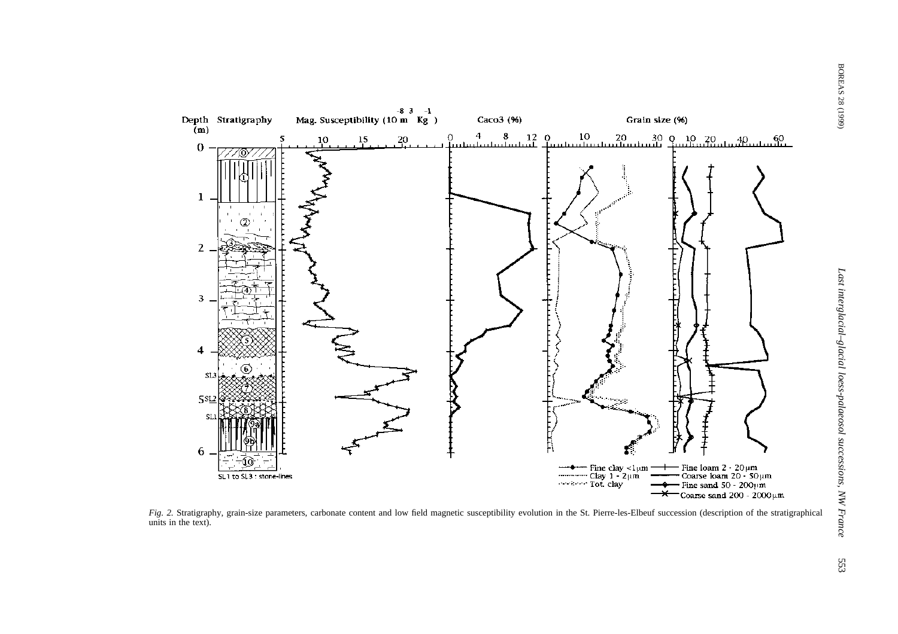*Fig. 2.* Stratigraphy, grain-size parameters, carbonate content and low field magnetic susceptibility evolution in the St. Pierre-les-Elbeuf succession (description of the stratigraphical units in the text).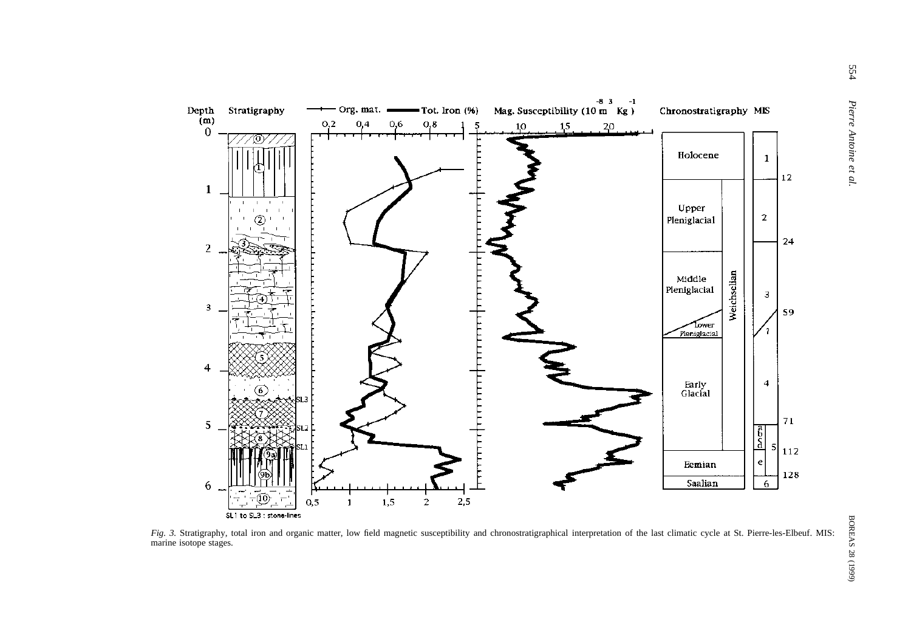*Fig. 3.* Stratigraphy, total iron and organic matter, low field magnetic susceptibility and chronostratigraphical interpretation of the last climatic cycle at St. Pierre-les-Elbeuf. MIS: marine isotope stages.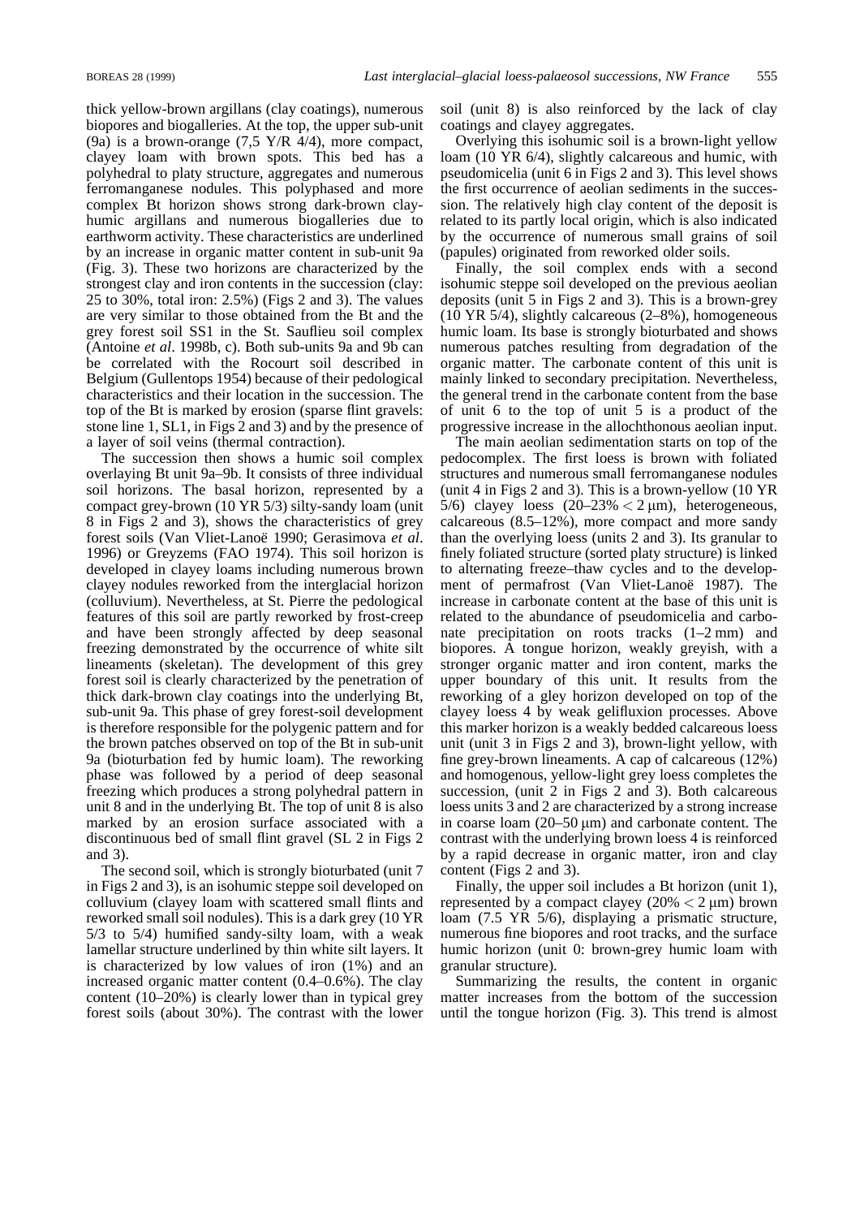thick yellow-brown argillans (clay coatings), numerous biopores and biogalleries. At the top, the upper sub-unit (9a) is a brown-orange (7,5 Y/R 4/4), more compact, clayey loam with brown spots. This bed has a polyhedral to platy structure, aggregates and numerous ferromanganese nodules. This polyphased and more complex Bt horizon shows strong dark-brown clay-humic argillans and numerous biogalleries due to earthworm activity. These characteristics are underlined by an increase in organic matter content in sub-unit 9a (Fig. 3). These two horizons are characterized by the strongest clay and iron contents in the succession (clay: 25 to 30%, total iron: 2.5%) (Figs 2 and 3). The values are very similar to those obtained from the Bt and the grey forest soil SS1 in the St. Sauflieu soil complex (Antoine *et al*. 1998b, c). Both sub-units 9a and 9b can be correlated with the Rocourt soil described in Belgium (Gullentops 1954) because of their pedological characteristics and their location in the succession. The top of the Bt is marked by erosion (sparse flint gravels: stone line 1, SL1, in Figs 2 and 3) and by the presence of a layer of soil veins (thermal contraction).

The succession then shows a humic soil complex overlaying Bt unit 9a–9b. It consists of three individual soil horizons. The basal horizon, represented by a compact grey-brown (10 YR 5/3) silty-sandy loam (unit 8 in Figs 2 and 3), shows the characteristics of grey forest soils (Van Vliet-Lanoë 1990; Gerasimova *et al*. 1996) or Greyzems (FAO 1974). This soil horizon is developed in clayey loams including numerous brown clayey nodules reworked from the interglacial horizon (colluvium). Nevertheless, at St. Pierre the pedological features of this soil are partly reworked by frost-creep and have been strongly affected by deep seasonal freezing demonstrated by the occurrence of white silt lineaments (skeletan). The development of this grey forest soil is clearly characterized by the penetration of thick dark-brown clay coatings into the underlying Bt, sub-unit 9a. This phase of grey forest-soil development is therefore responsible for the polygenic pattern and for the brown patches observed on top of the Bt in sub-unit 9a (bioturbation fed by humic loam). The reworking phase was followed by a period of deep seasonal freezing which produces a strong polyhedral pattern in unit 8 and in the underlying Bt. The top of unit 8 is also marked by an erosion surface associated with a discontinuous bed of small flint gravel (SL 2 in Figs 2 and 3).

The second soil, which is strongly bioturbated (unit 7 in Figs 2 and 3), is an isohumic steppe soil developed on colluvium (clayey loam with scattered small flints and reworked small soil nodules). This is a dark grey (10 YR 5/3 to 5/4) humified sandy-silty loam, with a weak lamellar structure underlined by thin white silt layers. It is characterized by low values of iron (1%) and an increased organic matter content (0.4–0.6%). The clay content (10–20%) is clearly lower than in typical grey forest soils (about 30%). The contrast with the lower soil (unit 8) is also reinforced by the lack of clay coatings and clayey aggregates.

Overlying this isohumic soil is a brown-light yellow loam (10 YR 6/4), slightly calcareous and humic, with pseudomicelia (unit 6 in Figs 2 and 3). This level shows the first occurrence of aeolian sediments in the succession. The relatively high clay content of the deposit is related to its partly local origin, which is also indicated by the occurrence of numerous small grains of soil (papules) originated from reworked older soils.

Finally, the soil complex ends with a second isohumic steppe soil developed on the previous aeolian deposits (unit 5 in Figs 2 and 3). This is a brown-grey (10 YR 5/4), slightly calcareous (2–8%), homogeneous humic loam. Its base is strongly bioturbated and shows numerous patches resulting from degradation of the organic matter. The carbonate content of this unit is mainly linked to secondary precipitation. Nevertheless, the general trend in the carbonate content from the base of unit 6 to the top of unit 5 is a product of the progressive increase in the allochthonous aeolian input.

The main aeolian sedimentation starts on top of the pedocomplex. The first loess is brown with foliated structures and numerous small ferromanganese nodules (unit 4 in Figs 2 and 3). This is a brown-yellow (10 YR 5/6) clayey loess (20–23% $< 2\ \mu$m), heterogeneous, calcareous (8.5–12%), more compact and more sandy than the overlying loess (units 2 and 3). Its granular to finely foliated structure (sorted platy structure) is linked to alternating freeze–thaw cycles and to the development of permafrost (Van Vliet-Lanoë 1987). The increase in carbonate content at the base of this unit is related to the abundance of pseudomicelia and carbonate precipitation on roots tracks (1–2 mm) and biopores. A tongue horizon, weakly greyish, with a stronger organic matter and iron content, marks the upper boundary of this unit. It results from the reworking of a gley horizon developed on top of the clayey loess 4 by weak gelifluxion processes. Above this marker horizon is a weakly bedded calcareous loess unit (unit 3 in Figs 2 and 3), brown-light yellow, with fine grey-brown lineaments. A cap of calcareous (12%) and homogenous, yellow-light grey loess completes the succession, (unit 2 in Figs 2 and 3). Both calcareous loess units 3 and 2 are characterized by a strong increase in coarse loam (20–50 $\mu$m) and carbonate content. The contrast with the underlying brown loess 4 is reinforced by a rapid decrease in organic matter, iron and clay content (Figs 2 and 3).

Finally, the upper soil includes a Bt horizon (unit 1), represented by a compact clayey (20% $< 2\ \mu$m) brown loam (7.5 YR 5/6), displaying a prismatic structure, numerous fine biopores and root tracks, and the surface humic horizon (unit 0: brown-grey humic loam with granular structure).

Summarizing the results, the content in organic matter increases from the bottom of the succession until the tongue horizon (Fig. 3). This trend is almost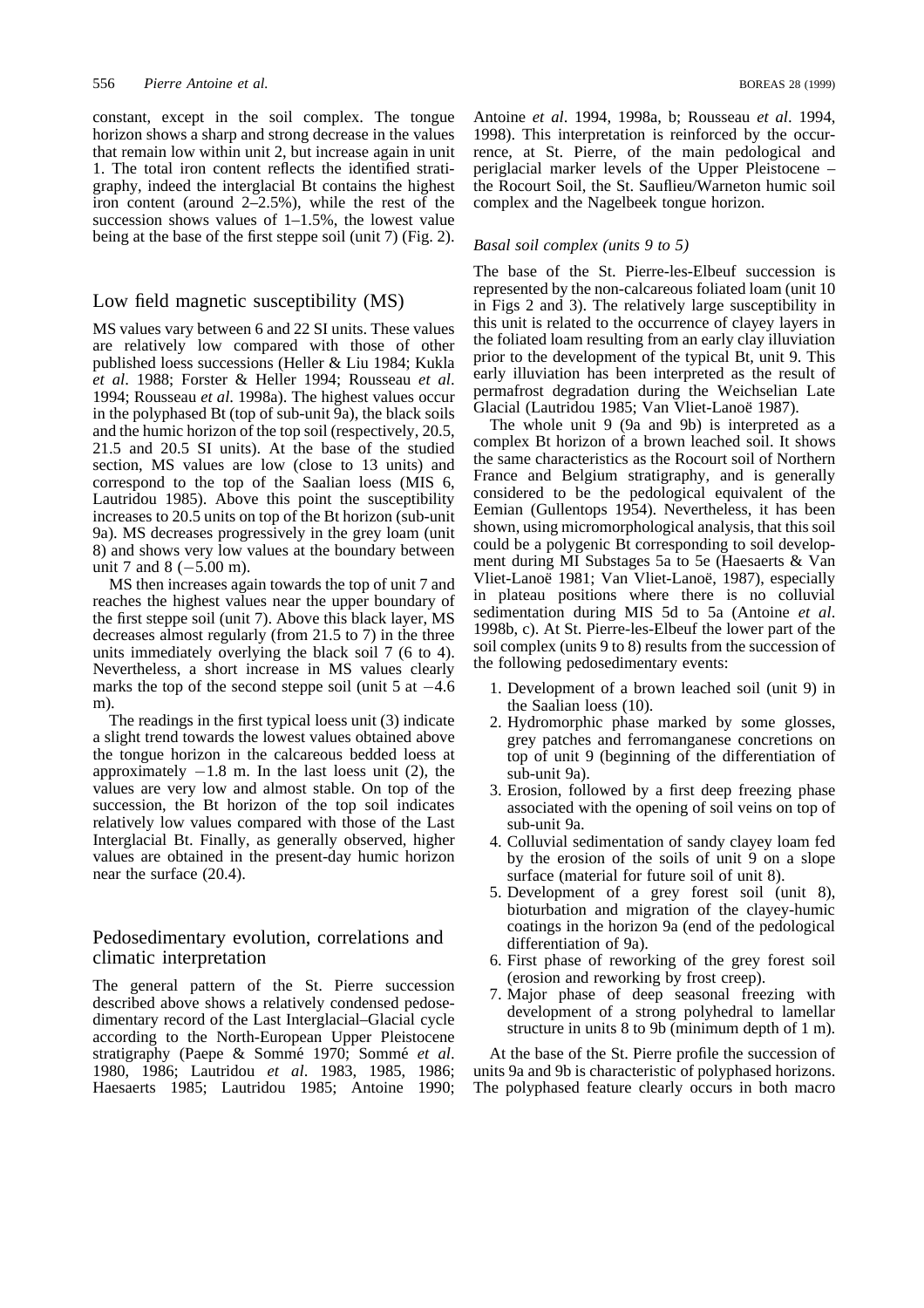constant, except in the soil complex. The tongue horizon shows a sharp and strong decrease in the values that remain low within unit 2, but increase again in unit 1. The total iron content reflects the identified stratigraphy, indeed the interglacial Bt contains the highest iron content (around 2–2.5%), while the rest of the succession shows values of 1–1.5%, the lowest value being at the base of the first steppe soil (unit 7) (Fig. 2).

## Low field magnetic susceptibility (MS)

MS values vary between 6 and 22 SI units. These values are relatively low compared with those of other published loess successions (Heller & Liu 1984; Kukla *et al*. 1988; Forster & Heller 1994; Rousseau *et al*. 1994; Rousseau *et al*. 1998a). The highest values occur in the polyphased Bt (top of sub-unit 9a), the black soils and the humic horizon of the top soil (respectively, 20.5, 21.5 and 20.5 SI units). At the base of the studied section, MS values are low (close to 13 units) and correspond to the top of the Saalian loess (MIS 6, Lautridou 1985). Above this point the susceptibility increases to 20.5 units on top of the Bt horizon (sub-unit 9a). MS decreases progressively in the grey loam (unit 8) and shows very low values at the boundary between unit 7 and 8 (−5.00 m).

MS then increases again towards the top of unit 7 and reaches the highest values near the upper boundary of the first steppe soil (unit 7). Above this black layer, MS decreases almost regularly (from 21.5 to 7) in the three units immediately overlying the black soil 7 (6 to 4). Nevertheless, a short increase in MS values clearly marks the top of the second steppe soil (unit 5 at −4.6 m).

The readings in the first typical loess unit (3) indicate a slight trend towards the lowest values obtained above the tongue horizon in the calcareous bedded loess at approximately −1.8 m. In the last loess unit (2), the values are very low and almost stable. On top of the succession, the Bt horizon of the top soil indicates relatively low values compared with those of the Last Interglacial Bt. Finally, as generally observed, higher values are obtained in the present-day humic horizon near the surface (20.4).

## Pedosedimentary evolution, correlations and climatic interpretation

The general pattern of the St. Pierre succession described above shows a relatively condensed pedosedimentary record of the Last Interglacial–Glacial cycle according to the North-European Upper Pleistocene stratigraphy (Paepe & Sommé 1970; Sommé *et al*. 1980, 1986; Lautridou *et al*. 1983, 1985, 1986; Haesaerts 1985; Lautridou 1985; Antoine 1990; Antoine *et al*. 1994, 1998a, b; Rousseau *et al*. 1994, 1998). This interpretation is reinforced by the occurrence, at St. Pierre, of the main pedological and periglacial marker levels of the Upper Pleistocene – the Rocourt Soil, the St. Sauflieu/Warneton humic soil complex and the Nagelbeek tongue horizon.

### *Basal soil complex (units 9 to 5)*

The base of the St. Pierre-les-Elbeuf succession is represented by the non-calcareous foliated loam (unit 10 in Figs 2 and 3). The relatively large susceptibility in this unit is related to the occurrence of clayey layers in the foliated loam resulting from an early clay illuviation prior to the development of the typical Bt, unit 9. This early illuviation has been interpreted as the result of permafrost degradation during the Weichselian Late Glacial (Lautridou 1985; Van Vliet-Lanoë 1987).

The whole unit 9 (9a and 9b) is interpreted as a complex Bt horizon of a brown leached soil. It shows the same characteristics as the Rocourt soil of Northern France and Belgium stratigraphy, and is generally considered to be the pedological equivalent of the Eemian (Gullentops 1954). Nevertheless, it has been shown, using micromorphological analysis, that this soil could be a polygenic Bt corresponding to soil development during MI Substages 5a to 5e (Haesaerts & Van Vliet-Lanoë 1981; Van Vliet-Lanoë, 1987), especially in plateau positions where there is no colluvial sedimentation during MIS 5d to 5a (Antoine *et al*. 1998b, c). At St. Pierre-les-Elbeuf the lower part of the soil complex (units 9 to 8) results from the succession of the following pedosedimentary events:

1. Development of a brown leached soil (unit 9) in the Saalian loess (10).
2. Hydromorphic phase marked by some glosses, grey patches and ferromanganese concretions on top of unit 9 (beginning of the differentiation of sub-unit 9a).
3. Erosion, followed by a first deep freezing phase associated with the opening of soil veins on top of sub-unit 9a.
4. Colluvial sedimentation of sandy clayey loam fed by the erosion of the soils of unit 9 on a slope surface (material for future soil of unit 8).
5. Development of a grey forest soil (unit 8), bioturbation and migration of the clayey-humic coatings in the horizon 9a (end of the pedological differentiation of 9a).
6. First phase of reworking of the grey forest soil (erosion and reworking by frost creep).
7. Major phase of deep seasonal freezing with development of a strong polyhedral to lamellar structure in units 8 to 9b (minimum depth of 1 m).

At the base of the St. Pierre profile the succession of units 9a and 9b is characteristic of polyphased horizons. The polyphased feature clearly occurs in both macro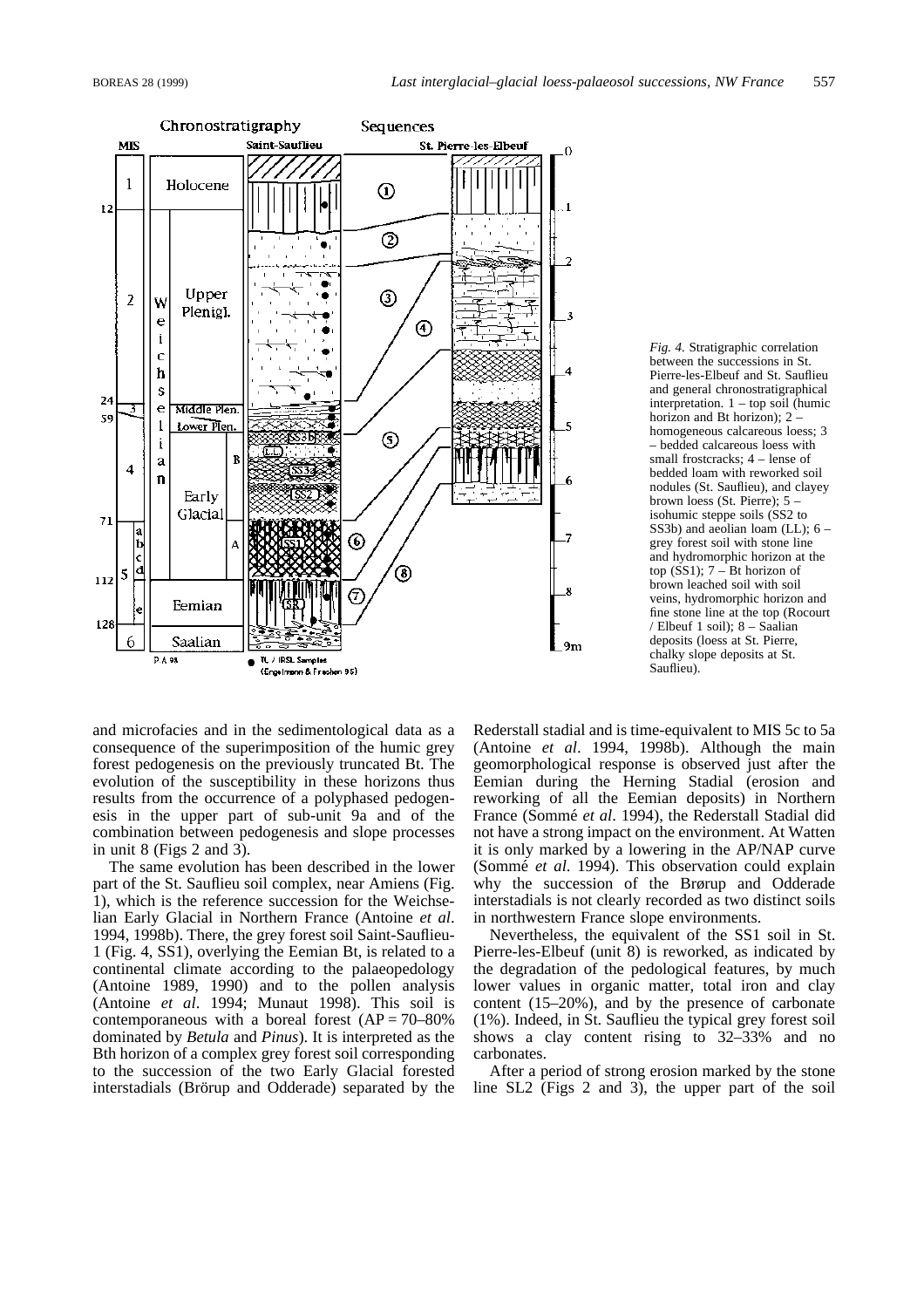*Fig. 4.* Stratigraphic correlation between the successions in St. Pierre-les-Elbeuf and St. Saufllieu and general chronostratigraphical interpretation. 1 – top soil (humic horizon and Bt horizon); 2 – homogeneous calcareous loess; 3 – bedded calcareous loess with small frostcracks; 4 – lense of bedded loam with reworked soil nodules (St. Saufllieu), and clayey brown loess (St. Pierre); 5 – isohumic steppe soils (SS2 to SS3b) and aeolian loam (LL); 6 – grey forest soil with stone line and hydromorphic horizon at the top (SS1); 7 – Bt horizon of brown leached soil with soil veins, hydromorphic horizon and fine stone line at the top (Rocourt / Elbeuf 1 soil); 8 – Saalian deposits (loess at St. Pierre, chalky slope deposits at St. Saufllieu).

and microfacies and in the sedimentological data as a consequence of the superimposition of the humic grey forest pedogenesis on the previously truncated Bt. The evolution of the susceptibility in these horizons thus results from the occurrence of a polyphased pedogenesis in the upper part of sub-unit 9a and of the combination between pedogenesis and slope processes in unit 8 (Figs 2 and 3).

The same evolution has been described in the lower part of the St. Saufllieu soil complex, near Amiens (Fig. 1), which is the reference succession for the Weichselian Early Glacial in Northern France (Antoine *et al*. 1994, 1998b). There, the grey forest soil Saint-Saufllieu-1 (Fig. 4, SS1), overlying the Eemian Bt, is related to a continental climate according to the palaeopedology (Antoine 1989, 1990) and to the pollen analysis (Antoine *et al*. 1994; Munaut 1998). This soil is contemporaneous with a boreal forest (AP = 70–80% dominated by *Betula* and *Pinus*). It is interpreted as the Bth horizon of a complex grey forest soil corresponding to the succession of the two Early Glacial forested interstadials (Brörup and Odderade) separated by the Rederstall stadial and is time-equivalent to MIS 5c to 5a (Antoine *et al*. 1994, 1998b). Although the main geomorphological response is observed just after the Eemian during the Herning Stadial (erosion and reworking of all the Eemian deposits) in Northern France (Sommé *et al*. 1994), the Rederstall Stadial did not have a strong impact on the environment. At Watten it is only marked by a lowering in the AP/NAP curve (Sommé *et al*. 1994). This observation could explain why the succession of the Brørup and Odderade interstadials is not clearly recorded as two distinct soils in northwestern France slope environments.

Nevertheless, the equivalent of the SS1 soil in St. Pierre-les-Elbeuf (unit 8) is reworked, as indicated by the degradation of the pedological features, by much lower values in organic matter, total iron and clay content (15–20%), and by the presence of carbonate (1%). Indeed, in St. Saufllieu the typical grey forest soil shows a clay content rising to 32–33% and no carbonates.

After a period of strong erosion marked by the stone line SL2 (Figs 2 and 3), the upper part of the soil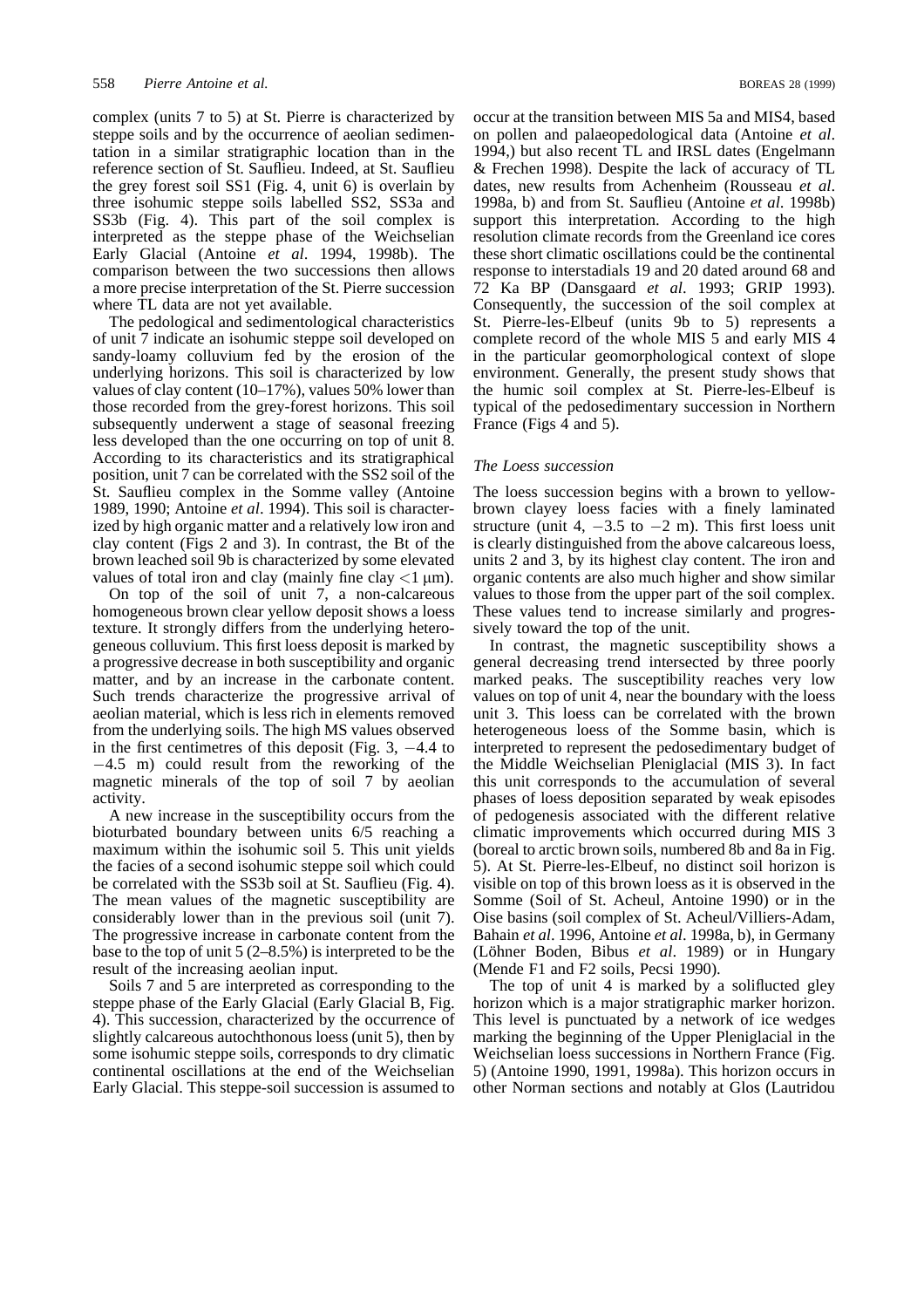complex (units 7 to 5) at St. Pierre is characterized by steppe soils and by the occurrence of aeolian sedimentation in a similar stratigraphic location than in the reference section of St. Sauflieu. Indeed, at St. Sauflieu the grey forest soil SS1 (Fig. 4, unit 6) is overlain by three isohumic steppe soils labelled SS2, SS3a and SS3b (Fig. 4). This part of the soil complex is interpreted as the steppe phase of the Weichselian Early Glacial (Antoine *et al*. 1994, 1998b). The comparison between the two successions then allows a more precise interpretation of the St. Pierre succession where TL data are not yet available.

The pedological and sedimentological characteristics of unit 7 indicate an isohumic steppe soil developed on sandy-loamy colluvium fed by the erosion of the underlying horizons. This soil is characterized by low values of clay content (10–17%), values 50% lower than those recorded from the grey-forest horizons. This soil subsequently underwent a stage of seasonal freezing less developed than the one occurring on top of unit 8. According to its characteristics and its stratigraphical position, unit 7 can be correlated with the SS2 soil of the St. Sauflieu complex in the Somme valley (Antoine 1989, 1990; Antoine *et al*. 1994). This soil is characterized by high organic matter and a relatively low iron and clay content (Figs 2 and 3). In contrast, the Bt of the brown leached soil 9b is characterized by some elevated values of total iron and clay (mainly fine clay $<1$ μm).

On top of the soil of unit 7, a non-calcareous homogeneous brown clear yellow deposit shows a loess texture. It strongly differs from the underlying heterogeneous colluvium. This first loess deposit is marked by a progressive decrease in both susceptibility and organic matter, and by an increase in the carbonate content. Such trends characterize the progressive arrival of aeolian material, which is less rich in elements removed from the underlying soils. The high MS values observed in the first centimetres of this deposit (Fig. 3, $-4.4$ to $-4.5$ m) could result from the reworking of the magnetic minerals of the top of soil 7 by aeolian activity.

A new increase in the susceptibility occurs from the bioturbated boundary between units 6/5 reaching a maximum within the isohumic soil 5. This unit yields the facies of a second isohumic steppe soil which could be correlated with the SS3b soil at St. Sauflieu (Fig. 4). The mean values of the magnetic susceptibility are considerably lower than in the previous soil (unit 7). The progressive increase in carbonate content from the base to the top of unit 5 (2–8.5%) is interpreted to be the result of the increasing aeolian input.

Soils 7 and 5 are interpreted as corresponding to the steppe phase of the Early Glacial (Early Glacial B, Fig. 4). This succession, characterized by the occurrence of slightly calcareous autochthonous loess (unit 5), then by some isohumic steppe soils, corresponds to dry climatic continental oscillations at the end of the Weichselian Early Glacial. This steppe-soil succession is assumed to occur at the transition between MIS 5a and MIS4, based on pollen and palaeopedological data (Antoine *et al*. 1994,) but also recent TL and IRSL dates (Engelmann & Frechen 1998). Despite the lack of accuracy of TL dates, new results from Achenheim (Rousseau *et al*. 1998a, b) and from St. Sauflieu (Antoine *et al*. 1998b) support this interpretation. According to the high resolution climate records from the Greenland ice cores these short climatic oscillations could be the continental response to interstadials 19 and 20 dated around 68 and 72 Ka BP (Dansgaard *et al*. 1993; GRIP 1993). Consequently, the succession of the soil complex at St. Pierre-les-Elbeuf (units 9b to 5) represents a complete record of the whole MIS 5 and early MIS 4 in the particular geomorphological context of slope environment. Generally, the present study shows that the humic soil complex at St. Pierre-les-Elbeuf is typical of the pedosedimentary succession in Northern France (Figs 4 and 5).

### *The Loess succession*

The loess succession begins with a brown to yellow-brown clayey loess facies with a finely laminated structure (unit 4, $-3.5$ to $-2$ m). This first loess unit is clearly distinguished from the above calcareous loess, units 2 and 3, by its highest clay content. The iron and organic contents are also much higher and show similar values to those from the upper part of the soil complex. These values tend to increase similarly and progressively toward the top of the unit.

In contrast, the magnetic susceptibility shows a general decreasing trend intersected by three poorly marked peaks. The susceptibility reaches very low values on top of unit 4, near the boundary with the loess unit 3. This loess can be correlated with the brown heterogeneous loess of the Somme basin, which is interpreted to represent the pedosedimentary budget of the Middle Weichselian Pleniglacial (MIS 3). In fact this unit corresponds to the accumulation of several phases of loess deposition separated by weak episodes of pedogenesis associated with the different relative climatic improvements which occurred during MIS 3 (boreal to arctic brown soils, numbered 8b and 8a in Fig. 5). At St. Pierre-les-Elbeuf, no distinct soil horizon is visible on top of this brown loess as it is observed in the Somme (Soil of St. Acheul, Antoine 1990) or in the Oise basins (soil complex of St. Acheul/Villiers-Adam, Bahain *et al*. 1996, Antoine *et al*. 1998a, b), in Germany (Löhner Boden, Bibus *et al*. 1989) or in Hungary (Mende F1 and F2 soils, Pecsi 1990).

The top of unit 4 is marked by a soliflucted gley horizon which is a major stratigraphic marker horizon. This level is punctuated by a network of ice wedges marking the beginning of the Upper Pleniglacial in the Weichselian loess successions in Northern France (Fig. 5) (Antoine 1990, 1991, 1998a). This horizon occurs in other Norman sections and notably at Glos (Lautridou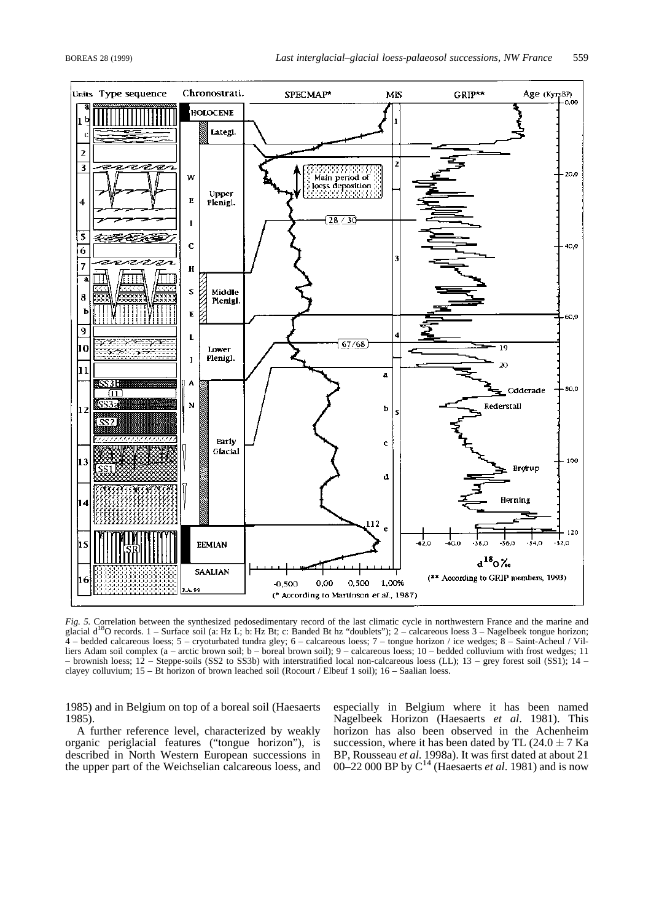*Fig. 5.* Correlation between the synthesized pedosedimentary record of the last climatic cycle in northwestern France and the marine and glacial $d^{18}O$ records. 1 – Surface soil (a: Hz L; b: Hz Bt; c: Banded Bt hz "doublets"); 2 – calcareous loess 3 – Nagelbeek tongue horizon; 4 – bedded calcareous loess; 5 – cryoturbated tundra gley; 6 – calcareous loess; 7 – tongue horizon / ice wedges; 8 – Saint-Acheul / Villiers Adam soil complex (a – arctic brown soil; b – boreal brown soil); 9 – calcareous loess; 10 – bedded colluvium with frost wedges; 11 – brownish loess; 12 – Steppe-soils (SS2 to SS3b) with interstratified local non-calcareous loess (LL); 13 – grey forest soil (SS1); 14 – clayey colluvium; 15 – Bt horizon of brown leached soil (Rocourt / Elbeuf 1 soil); 16 – Saalian loess.

1985) and in Belgium on top of a boreal soil (Haesaerts 1985).

A further reference level, characterized by weakly organic periglacial features ("tongue horizon"), is described in North Western European successions in the upper part of the Weichselian calcareous loess, and especially in Belgium where it has been named Nagelbeek Horizon (Haesaerts *et al*. 1981). This horizon has also been observed in the Achenheim succession, where it has been dated by TL ($24.0 \pm 7$ Ka BP, Rousseau *et al*. 1998a). It was first dated at about 21 00–22 000 BP by $C^{14}$ (Haesaerts *et al*. 1981) and is now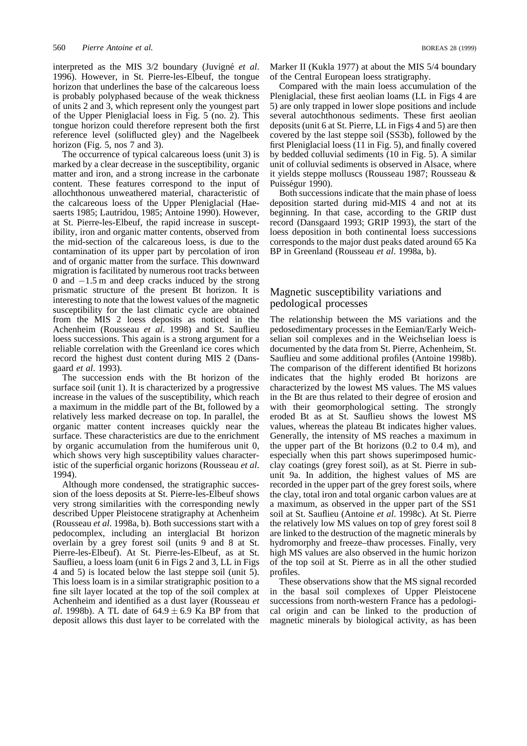interpreted as the MIS 3/2 boundary (Juvigné *et al*. 1996). However, in St. Pierre-les-Elbeuf, the tongue horizon that underlines the base of the calcareous loess is probably polyphased because of the weak thickness of units 2 and 3, which represent only the youngest part of the Upper Pleniglacial loess in Fig. 5 (no. 2). This tongue horizon could therefore represent both the first reference level (soliflucted gley) and the Nagelbeek horizon (Fig. 5, nos 7 and 3).

The occurrence of typical calcareous loess (unit 3) is marked by a clear decrease in the susceptibility, organic matter and iron, and a strong increase in the carbonate content. These features correspond to the input of allochthonous unweathered material, characteristic of the calcareous loess of the Upper Pleniglacial (Haesaerts 1985; Lautridou, 1985; Antoine 1990). However, at St. Pierre-les-Elbeuf, the rapid increase in susceptibility, iron and organic matter contents, observed from the mid-section of the calcareous loess, is due to the contamination of its upper part by percolation of iron and of organic matter from the surface. This downward migration is facilitated by numerous root tracks between 0 and −1.5 m and deep cracks induced by the strong prismatic structure of the present Bt horizon. It is interesting to note that the lowest values of the magnetic susceptibility for the last climatic cycle are obtained from the MIS 2 loess deposits as noticed in the Achenheim (Rousseau *et al*. 1998) and St. Sauflieu loess successions. This again is a strong argument for a reliable correlation with the Greenland ice cores which record the highest dust content during MIS 2 (Dansgaard *et al*. 1993).

The succession ends with the Bt horizon of the surface soil (unit 1). It is characterized by a progressive increase in the values of the susceptibility, which reach a maximum in the middle part of the Bt, followed by a relatively less marked decrease on top. In parallel, the organic matter content increases quickly near the surface. These characteristics are due to the enrichment by organic accumulation from the humiferous unit 0, which shows very high susceptibility values characteristic of the superficial organic horizons (Rousseau *et al*. 1994).

Although more condensed, the stratigraphic succession of the loess deposits at St. Pierre-les-Elbeuf shows very strong similarities with the corresponding newly described Upper Pleistocene stratigraphy at Achenheim (Rousseau *et al*. 1998a, b). Both successions start with a pedocomplex, including an interglacial Bt horizon overlain by a grey forest soil (units 9 and 8 at St. Pierre-les-Elbeuf). At St. Pierre-les-Elbeuf, as at St. Sauflieu, a loess loam (unit 6 in Figs 2 and 3, LL in Figs 4 and 5) is located below the last steppe soil (unit 5). This loess loam is in a similar stratigraphic position to a fine silt layer located at the top of the soil complex at Achenheim and identified as a dust layer (Rousseau *et al*. 1998b). A TL date of $64.9 \pm 6.9$ Ka BP from that deposit allows this dust layer to be correlated with the Marker II (Kukla 1977) at about the MIS 5/4 boundary of the Central European loess stratigraphy.

Compared with the main loess accumulation of the Pleniglacial, these first aeolian loams (LL in Figs 4 are 5) are only trapped in lower slope positions and include several autochthonous sediments. These first aeolian deposits (unit 6 at St. Pierre, LL in Figs 4 and 5) are then covered by the last steppe soil (SS3b), followed by the first Pleniglacial loess (11 in Fig. 5), and finally covered by bedded colluvial sediments (10 in Fig. 5). A similar unit of colluvial sediments is observed in Alsace, where it yields steppe molluscs (Rousseau 1987; Rousseau & Puisségur 1990).

Both successions indicate that the main phase of loess deposition started during mid-MIS 4 and not at its beginning. In that case, according to the GRIP dust record (Dansgaard 1993; GRIP 1993), the start of the loess deposition in both continental loess successions corresponds to the major dust peaks dated around 65 Ka BP in Greenland (Rousseau *et al*. 1998a, b).

## Magnetic susceptibility variations and pedological processes

The relationship between the MS variations and the pedosedimentary processes in the Eemian/Early Weichselian soil complexes and in the Weichselian loess is documented by the data from St. Pierre, Achenheim, St. Sauflieu and some additional profiles (Antoine 1998b). The comparison of the different identified Bt horizons indicates that the highly eroded Bt horizons are characterized by the lowest MS values. The MS values in the Bt are thus related to their degree of erosion and with their geomorphological setting. The strongly eroded Bt as at St. Sauflieu shows the lowest MS values, whereas the plateau Bt indicates higher values. Generally, the intensity of MS reaches a maximum in the upper part of the Bt horizons (0.2 to 0.4 m), and especially when this part shows superimposed humic-clay coatings (grey forest soil), as at St. Pierre in subunit 9a. In addition, the highest values of MS are recorded in the upper part of the grey forest soils, where the clay, total iron and total organic carbon values are at a maximum, as observed in the upper part of the SS1 soil at St. Sauflieu (Antoine *et al*. 1998c). At St. Pierre the relatively low MS values on top of grey forest soil 8 are linked to the destruction of the magnetic minerals by hydromorphy and freeze–thaw processes. Finally, very high MS values are also observed in the humic horizon of the top soil at St. Pierre as in all the other studied profiles.

These observations show that the MS signal recorded in the basal soil complexes of Upper Pleistocene successions from north-western France has a pedological origin and can be linked to the production of magnetic minerals by biological activity, as has been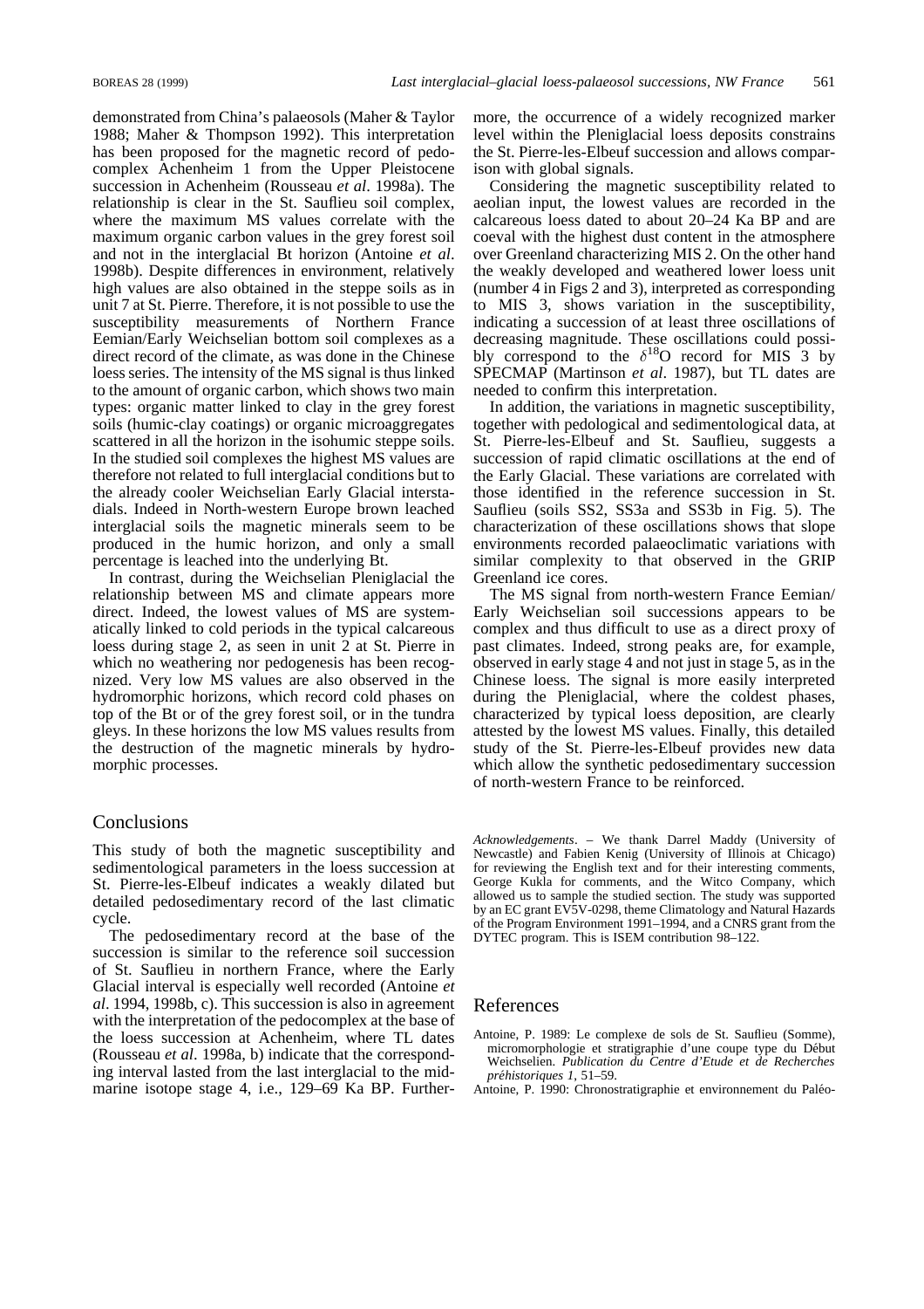demonstrated from China's palaeosols (Maher & Taylor 1988; Maher & Thompson 1992). This interpretation has been proposed for the magnetic record of pedocomplex Achenheim 1 from the Upper Pleistocene succession in Achenheim (Rousseau *et al*. 1998a). The relationship is clear in the St. Sauflieu soil complex, where the maximum MS values correlate with the maximum organic carbon values in the grey forest soil and not in the interglacial Bt horizon (Antoine *et al*. 1998b). Despite differences in environment, relatively high values are also obtained in the steppe soils as in unit 7 at St. Pierre. Therefore, it is not possible to use the susceptibility measurements of Northern France Eemian/Early Weichselian bottom soil complexes as a direct record of the climate, as was done in the Chinese loess series. The intensity of the MS signal is thus linked to the amount of organic carbon, which shows two main types: organic matter linked to clay in the grey forest soils (humic-clay coatings) or organic microaggregates scattered in all the horizon in the isohumic steppe soils. In the studied soil complexes the highest MS values are therefore not related to full interglacial conditions but to the already cooler Weichselian Early Glacial interstadials. Indeed in North-western Europe brown leached interglacial soils the magnetic minerals seem to be produced in the humic horizon, and only a small percentage is leached into the underlying Bt.

In contrast, during the Weichselian Pleniglacial the relationship between MS and climate appears more direct. Indeed, the lowest values of MS are systematically linked to cold periods in the typical calcareous loess during stage 2, as seen in unit 2 at St. Pierre in which no weathering nor pedogenesis has been recognized. Very low MS values are also observed in the hydromorphic horizons, which record cold phases on top of the Bt or of the grey forest soil, or in the tundra gleys. In these horizons the low MS values results from the destruction of the magnetic minerals by hydromorphic processes.

## Conclusions

This study of both the magnetic susceptibility and sedimentological parameters in the loess succession at St. Pierre-les-Elbeuf indicates a weakly dilated but detailed pedosedimentary record of the last climatic cycle.

The pedosedimentary record at the base of the succession is similar to the reference soil succession of St. Sauflieu in northern France, where the Early Glacial interval is especially well recorded (Antoine *et al*. 1994, 1998b, c). This succession is also in agreement with the interpretation of the pedocomplex at the base of the loess succession at Achenheim, where TL dates (Rousseau *et al*. 1998a, b) indicate that the corresponding interval lasted from the last interglacial to the mid-marine isotope stage 4, i.e., 129–69 Ka BP. Furthermore, the occurrence of a widely recognized marker level within the Pleniglacial loess deposits constrains the St. Pierre-les-Elbeuf succession and allows comparison with global signals.

Considering the magnetic susceptibility related to aeolian input, the lowest values are recorded in the calcareous loess dated to about 20–24 Ka BP and are coeval with the highest dust content in the atmosphere over Greenland characterizing MIS 2. On the other hand the weakly developed and weathered lower loess unit (number 4 in Figs 2 and 3), interpreted as corresponding to MIS 3, shows variation in the susceptibility, indicating a succession of at least three oscillations of decreasing magnitude. These oscillations could possibly correspond to the $\delta^{18}O$ record for MIS 3 by SPECMAP (Martinson *et al*. 1987), but TL dates are needed to confirm this interpretation.

In addition, the variations in magnetic susceptibility, together with pedological and sedimentological data, at St. Pierre-les-Elbeuf and St. Sauflieu, suggests a succession of rapid climatic oscillations at the end of the Early Glacial. These variations are correlated with those identified in the reference succession in St. Sauflieu (soils SS2, SS3a and SS3b in Fig. 5). The characterization of these oscillations shows that slope environments recorded palaeoclimatic variations with similar complexity to that observed in the GRIP Greenland ice cores.

The MS signal from north-western France Eemian/Early Weichselian soil successions appears to be complex and thus difficult to use as a direct proxy of past climates. Indeed, strong peaks are, for example, observed in early stage 4 and not just in stage 5, as in the Chinese loess. The signal is more easily interpreted during the Pleniglacial, where the coldest phases, characterized by typical loess deposition, are clearly attested by the lowest MS values. Finally, this detailed study of the St. Pierre-les-Elbeuf provides new data which allow the synthetic pedosedimentary succession of north-western France to be reinforced.

*Acknowledgements*. – We thank Darrel Maddy (University of Newcastle) and Fabien Kenig (University of Illinois at Chicago) for reviewing the English text and for their interesting comments, George Kukla for comments, and the Witco Company, which allowed us to sample the studied section. The study was supported by an EC grant EV5V-0298, theme Climatology and Natural Hazards of the Program Environment 1991–1994, and a CNRS grant from the DYTEC program. This is ISEM contribution 98–122.

## References

Antoine, P. 1989: Le complexe de sols de St. Sauflieu (Somme), micromorphologie et stratigraphie d'une coupe type du Début Weichselien. *Publication du Centre d'Etude et de Recherches préhistoriques 1*, 51–59.

Antoine, P. 1990: Chronostratigraphie et environnement du Paléo-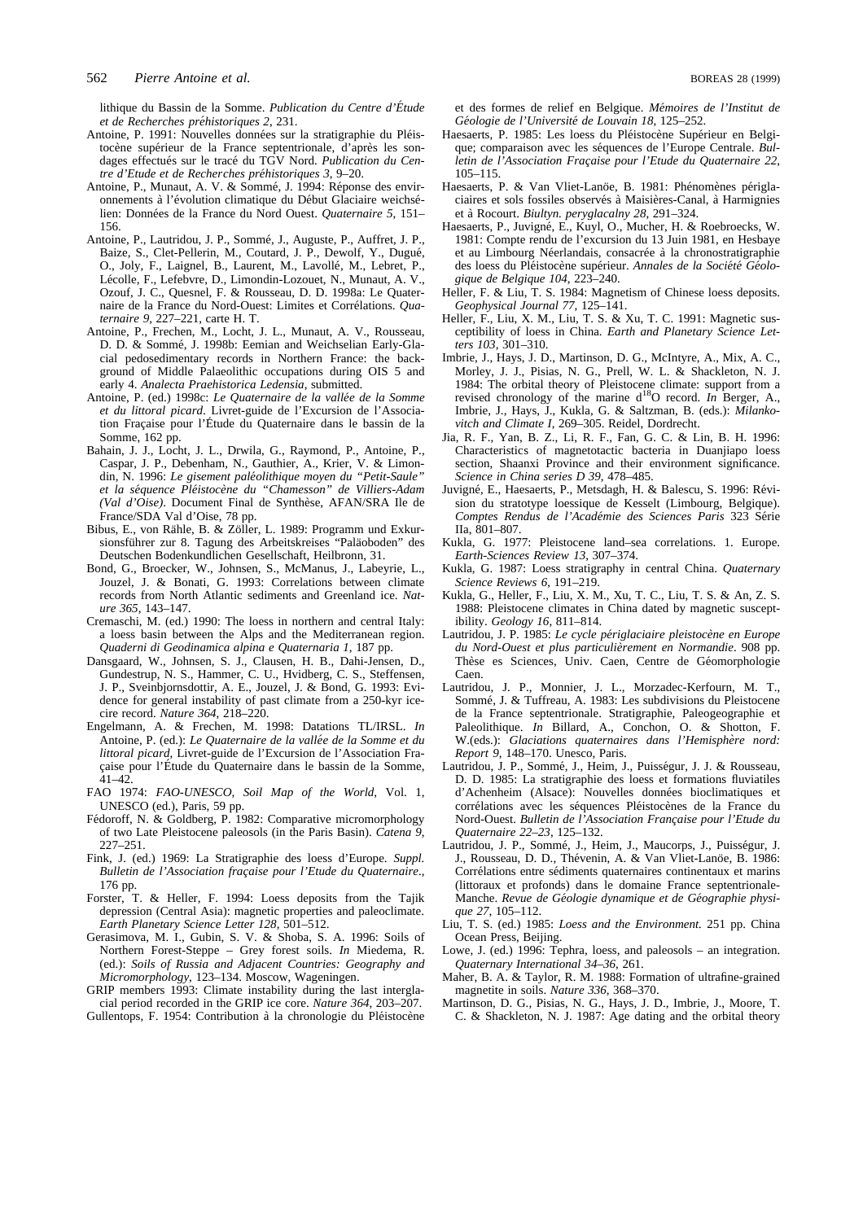lithique du Bassin de la Somme. *Publication du Centre d'Étude et de Recherches préhistoriques 2*, 231.

Antoine, P. 1991: Nouvelles données sur la stratigraphie du Pléistocène supérieur de la France septentrionale, d'après les sondages effectués sur le tracé du TGV Nord. *Publication du Centre d'Etude et de Recherches préhistoriques 3*, 9–20.

Antoine, P., Munaut, A. V. & Sommé, J. 1994: Réponse des environnements à l'évolution climatique du Début Glaciaire weichsélien: Données de la France du Nord Ouest. *Quaternaire 5*, 151–156.

Antoine, P., Lautridou, J. P., Sommé, J., Auguste, P., Auffret, J. P., Baize, S., Clet-Pellerin, M., Coutard, J. P., Dewolf, Y., Dugué, O., Joly, F., Laignel, B., Laurent, M., Lavollé, M., Lebret, P., Lécolle, F., Lefebvre, D., Limondin-Lozouet, N., Munaut, A. V., Ozouf, J. C., Quesnel, F. & Rousseau, D. D. 1998a: Le Quaternaire de la France du Nord-Ouest: Limites et Corrélations. *Quaternaire 9*, 227–221, carte H. T.

Antoine, P., Frechen, M., Locht, J. L., Munaut, A. V., Rousseau, D. D. & Sommé, J. 1998b: Eemian and Weichselian Early-Glacial pedosedimentary records in Northern France: the background of Middle Palaeolithic occupations during OIS 5 and early 4. *Analecta Praehistorica Ledensia*, submitted.

Antoine, P. (ed.) 1998c: *Le Quaternaire de la vallée de la Somme et du littoral picard*. Livret-guide de l'Excursion de l'Association Fraçaise pour l'Étude du Quaternaire dans le bassin de la Somme, 162 pp.

Bahain, J. J., Locht, J. L., Drwila, G., Raymond, P., Antoine, P., Caspar, J. P., Debenham, N., Gauthier, A., Krier, V. & Limondin, N. 1996: *Le gisement paléolithique moyen du "Petit-Saule" et la séquence Pléistocène du "Chamesson" de Villiers-Adam (Val d'Oise)*. Document Final de Synthèse, AFAN/SRA Ile de France/SDA Val d'Oise, 78 pp.

Bibus, E., von Rähle, B. & Zöller, L. 1989: Programm und Exkursionsführer zur 8. Tagung des Arbeitskreises "Paläoboden" des Deutschen Bodenkundlichen Gesellschaft, Heilbronn, 31.

Bond, G., Broecker, W., Johnsen, S., McManus, J., Labeyrie, L., Jouzel, J. & Bonati, G. 1993: Correlations between climate records from North Atlantic sediments and Greenland ice. *Nature 365*, 143–147.

Cremaschi, M. (ed.) 1990: The loess in northern and central Italy: a loess basin between the Alps and the Mediterranean region. *Quaderni di Geodinamica alpina e Quaternaria 1*, 187 pp.

Dansgaard, W., Johnsen, S. J., Clausen, H. B., Dahi-Jensen, D., Gundestrup, N. S., Hammer, C. U., Hvidberg, C. S., Steffensen, J. P., Sveinbjornsdottir, A. E., Jouzel, J. & Bond, G. 1993: Evidence for general instability of past climate from a 250-kyr icecire record. *Nature 364*, 218–220.

Engelmann, A. & Frechen, M. 1998: Datations TL/IRSL. *In* Antoine, P. (ed.): *Le Quaternaire de la vallée de la Somme et du littoral picard*, Livret-guide de l'Excursion de l'Association Fraçaise pour l'Étude du Quaternaire dans le bassin de la Somme, 41–42.

FAO 1974: *FAO-UNESCO, Soil Map of the World*, Vol. 1, UNESCO (ed.), Paris, 59 pp.

Fédoroff, N. & Goldberg, P. 1982: Comparative micromorphology of two Late Pleistocene paleosols (in the Paris Basin). *Catena 9*, 227–251.

Fink, J. (ed.) 1969: La Stratigraphie des loess d'Europe. *Suppl. Bulletin de l'Association fraçaise pour l'Etude du Quaternaire*., 176 pp.

Forster, T. & Heller, F. 1994: Loess deposits from the Tajik depression (Central Asia): magnetic properties and paleoclimate. *Earth Planetary Science Letter 128*, 501–512.

Gerasimova, M. I., Gubin, S. V. & Shoba, S. A. 1996: Soils of Northern Forest-Steppe – Grey forest soils. *In* Miedema, R. (ed.): *Soils of Russia and Adjacent Countries: Geography and Micromorphology*, 123–134. Moscow, Wageningen.

GRIP members 1993: Climate instability during the last interglacial period recorded in the GRIP ice core. *Nature 364*, 203–207.

Gullentops, F. 1954: Contribution à la chronologie du Pléistocène et des formes de relief en Belgique. *Mémoires de l'Institut de Géologie de l'Université de Louvain 18*, 125–252.

Haesaerts, P. 1985: Les loess du Pléistocène Supérieur en Belgique; comparaison avec les séquences de l'Europe Centrale. *Bulletin de l'Association Fraçaise pour l'Etude du Quaternaire 22*, 105–115.

Haesaerts, P. & Van Vliet-Lanoë, B. 1981: Phénomènes périglaciaires et sols fossiles observés à Maisières-Canal, à Harmignies et à Rocourt. *Biultyn. peryglacalny 28*, 291–324.

Haesaerts, P., Juvigné, E., Kuyl, O., Mucher, H. & Roebroecks, W. 1981: Compte rendu de l'excursion du 13 Juin 1981, en Hesbaye et au Limbourg Néerlandais, consacrée à la chronostratigraphie des loess du Pléistocène supérieur. *Annales de la Société Géologique de Belgique 104*, 223–240.

Heller, F. & Liu, T. S. 1984: Magnetism of Chinese loess deposits. *Geophysical Journal 77*, 125–141.

Heller, F., Liu, X. M., Liu, T. S. & Xu, T. C. 1991: Magnetic susceptibility of loess in China. *Earth and Planetary Science Letters 103*, 301–310.

Imbrie, J., Hays, J. D., Martinson, D. G., McIntyre, A., Mix, A. C., Morley, J. J., Pisias, N. G., Prell, W. L. & Shackleton, N. J. 1984: The orbital theory of Pleistocene climate: support from a revised chronology of the marine d$^{18}$O record. *In* Berger, A., Imbrie, J., Hays, J., Kukla, G. & Saltzman, B. (eds.): *Milankovitch and Climate I*, 269–305. Reidel, Dordrecht.

Jia, R. F., Yan, B. Z., Li, R. F., Fan, G. C. & Lin, B. H. 1996: Characteristics of magnetotactic bacteria in Duanjiapo loess section, Shaanxi Province and their environment significance. *Science in China series D 39*, 478–485.

Juvigné, E., Haesaerts, P., Metsdagh, H. & Balescu, S. 1996: Révision du stratotype loessique de Kesselt (Limbourg, Belgique). *Comptes Rendus de l'Académie des Sciences Paris* 323 Série IIa, 801–807.

Kukla, G. 1977: Pleistocene land–sea correlations. 1. Europe. *Earth-Sciences Review 13*, 307–374.

Kukla, G. 1987: Loess stratigraphy in central China. *Quaternary Science Reviews 6*, 191–219.

Kukla, G., Heller, F., Liu, X. M., Xu, T. C., Liu, T. S. & An, Z. S. 1988: Pleistocene climates in China dated by magnetic susceptibility. *Geology 16*, 811–814.

Lautridou, J. P. 1985: *Le cycle périglaciaire pleistocène en Europe du Nord-Ouest et plus particulièrement en Normandie*. 908 pp. Thèse es Sciences, Univ. Caen, Centre de Géomorphologie Caen.

Lautridou, J. P., Monnier, J. L., Morzadec-Kerfourn, M. T., Sommé, J. & Tuffreau, A. 1983: Les subdivisions du Pleistocene de la France septentrionale. Stratigraphie, Paleogeographie et Paleolithique. *In* Billard, A., Conchon, O. & Shotton, F. W.(eds.): *Glaciations quaternaires dans l'Hemisphère nord: Report 9*, 148–170. Unesco, Paris.

Lautridou, J. P., Sommé, J., Heim, J., Puisségur, J. J. & Rousseau, D. D. 1985: La stratigraphie des loess et formations fluviatiles d'Achenheim (Alsace): Nouvelles données bioclimatiques et corrélations avec les séquences Pléistocènes de la France du Nord-Ouest. *Bulletin de l'Association Française pour l'Etude du Quaternaire 22–23*, 125–132.

Lautridou, J. P., Sommé, J., Heim, J., Maucorps, J., Puisségur, J. J., Rousseau, D. D., Thévenin, A. & Van Vliet-Lanoë, B. 1986: Corrélations entre sédiments quaternaires continentaux et marins (littoraux et profonds) dans le domaine France septentrionale-Manche. *Revue de Géologie dynamique et de Géographie physique 27*, 105–112.

Liu, T. S. (ed.) 1985: *Loess and the Environment.* 251 pp. China Ocean Press, Beijing.

Lowe, J. (ed.) 1996: Tephra, loess, and paleosols – an integration. *Quaternary International 34–36*, 261.

Maher, B. A. & Taylor, R. M. 1988: Formation of ultrafine-grained magnetite in soils. *Nature 336*, 368–370.

Martinson, D. G., Pisias, N. G., Hays, J. D., Imbrie, J., Moore, T. C. & Shackleton, N. J. 1987: Age dating and the orbital theory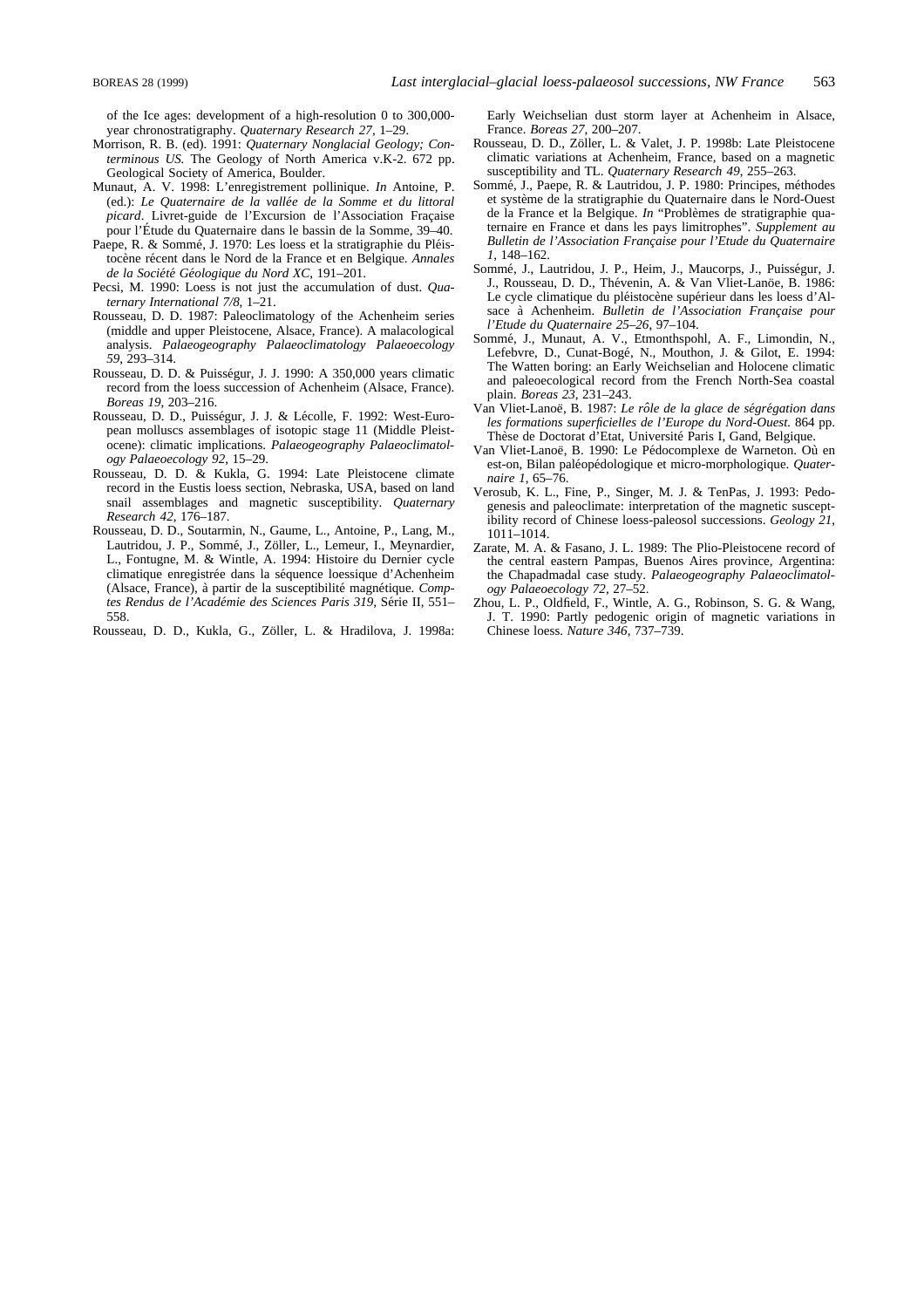of the Ice ages: development of a high-resolution 0 to 300,000-year chronostratigraphy. *Quaternary Research 27*, 1–29.

Morrison, R. B. (ed). 1991: *Quaternary Nonglacial Geology; Conterminous US.* The Geology of North America v.K-2. 672 pp. Geological Society of America, Boulder.

Munaut, A. V. 1998: L'enregistrement pollinique. *In* Antoine, P. (ed.): *Le Quaternaire de la vallée de la Somme et du littoral picard*. Livret-guide de l'Excursion de l'Association Fraçaise pour l'Étude du Quaternaire dans le bassin de la Somme, 39–40.

Paepe, R. & Sommé, J. 1970: Les loess et la stratigraphie du Pléistocène récent dans le Nord de la France et en Belgique. *Annales de la Société Géologique du Nord XC*, 191–201.

Pecsi, M. 1990: Loess is not just the accumulation of dust. *Quaternary International 7/8*, 1–21.

Rousseau, D. D. 1987: Paleoclimatology of the Achenheim series (middle and upper Pleistocene, Alsace, France). A malacological analysis. *Palaeogeography Palaeoclimatology Palaeoecology 59*, 293–314.

Rousseau, D. D. & Puisségur, J. J. 1990: A 350,000 years climatic record from the loess succession of Achenheim (Alsace, France). *Boreas 19*, 203–216.

Rousseau, D. D., Puisségur, J. J. & Lécolle, F. 1992: West-European molluscs assemblages of isotopic stage 11 (Middle Pleistocene): climatic implications. *Palaeogeography Palaeoclimatology Palaeoecology 92*, 15–29.

Rousseau, D. D. & Kukla, G. 1994: Late Pleistocene climate record in the Eustis loess section, Nebraska, USA, based on land snail assemblages and magnetic susceptibility. *Quaternary Research 42*, 176–187.

Rousseau, D. D., Soutarmin, N., Gaume, L., Antoine, P., Lang, M., Lautridou, J. P., Sommé, J., Zöller, L., Lemeur, I., Meynardier, L., Fontugne, M. & Wintle, A. 1994: Histoire du Dernier cycle climatique enregistrée dans la séquence loessique d'Achenheim (Alsace, France), à partir de la susceptibilité magnétique. *Comptes Rendus de l'Académie des Sciences Paris 319*, Série II, 551–558.

Rousseau, D. D., Kukla, G., Zöller, L. & Hradilova, J. 1998a: Early Weichselian dust storm layer at Achenheim in Alsace, France. *Boreas 27*, 200–207.

Rousseau, D. D., Zöller, L. & Valet, J. P. 1998b: Late Pleistocene climatic variations at Achenheim, France, based on a magnetic susceptibility and TL. *Quaternary Research 49*, 255–263.

Sommé, J., Paepe, R. & Lautridou, J. P. 1980: Principes, méthodes et système de la stratigraphie du Quaternaire dans le Nord-Ouest de la France et la Belgique. *In* "Problèmes de stratigraphie quaternaire en France et dans les pays limitrophes". *Supplement au Bulletin de l'Association Française pour l'Etude du Quaternaire 1*, 148–162.

Sommé, J., Lautridou, J. P., Heim, J., Maucorps, J., Puisségur, J. J., Rousseau, D. D., Thévenin, A. & Van Vliet-Lanoë, B. 1986: Le cycle climatique du pléistocène supérieur dans les loess d'Alsace à Achenheim. *Bulletin de l'Association Française pour l'Etude du Quaternaire 25–26*, 97–104.

Sommé, J., Munaut, A. V., Etmonthspohl, A. F., Limondin, N., Lefebvre, D., Cunat-Bogé, N., Mouthon, J. & Gilot, E. 1994: The Watten boring: an Early Weichselian and Holocene climatic and paleoecological record from the French North-Sea coastal plain. *Boreas 23*, 231–243.

Van Vliet-Lanoë, B. 1987: *Le rôle de la glace de ségrégation dans les formations superficielles de l'Europe du Nord-Ouest*. 864 pp. Thèse de Doctorat d'Etat, Université Paris I, Gand, Belgique.

Van Vliet-Lanoë, B. 1990: Le Pédocomplexe de Warneton. Où en est-on, Bilan paléopédologique et micro-morphologique. *Quaternaire 1*, 65–76.

Verosub, K. L., Fine, P., Singer, M. J. & TenPas, J. 1993: Pedogenesis and paleoclimate: interpretation of the magnetic susceptibility record of Chinese loess-paleosol successions. *Geology 21*, 1011–1014.

Zarate, M. A. & Fasano, J. L. 1989: The Plio-Pleistocene record of the central eastern Pampas, Buenos Aires province, Argentina: the Chapadmadal case study. *Palaeogeography Palaeoclimatology Palaeoecology 72*, 27–52.

Zhou, L. P., Oldfield, F., Wintle, A. G., Robinson, S. G. & Wang, J. T. 1990: Partly pedogenic origin of magnetic variations in Chinese loess. *Nature 346*, 737–739.